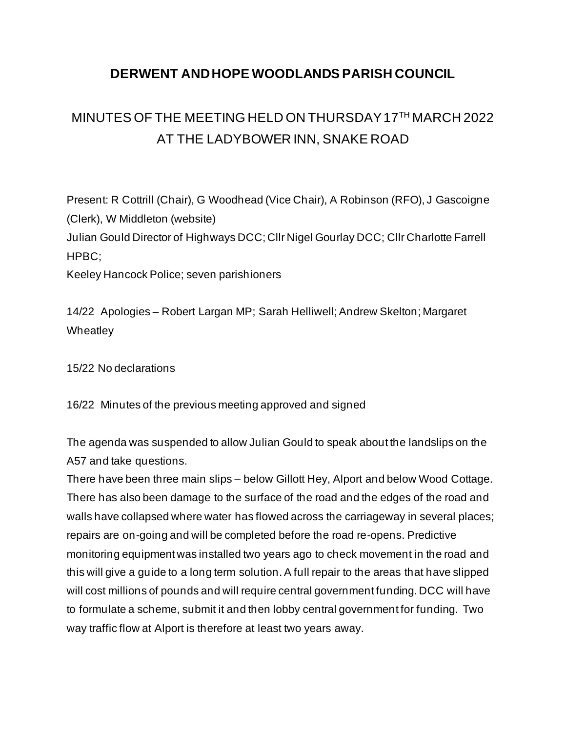# DERWENT AND HOPE WOODLANDS PARISH COUNCIL

## MINUTES OF THE MEETING HELD ON THURSDAY 17TH MARCH 2022 AT THE LADYBOWER INN, SNAKE ROAD

Present: R Cottrill (Chair), G Woodhead (Vice Chair), A Robinson (RFO), J Gascoigne (Clerk), W Middleton (website)
Julian Gould Director of Highways DCC; Cllr Nigel Gourlay DCC; Cllr Charlotte Farrell HPBC;
Keeley Hancock Police; seven parishioners

14/22 Apologies – Robert Largan MP; Sarah Helliwell; Andrew Skelton; Margaret Wheatley

15/22 No declarations

16/22 Minutes of the previous meeting approved and signed

The agenda was suspended to allow Julian Gould to speak about the landslips on the A57 and take questions.
There have been three main slips – below Gillott Hey, Alport and below Wood Cottage. There has also been damage to the surface of the road and the edges of the road and walls have collapsed where water has flowed across the carriageway in several places; repairs are on-going and will be completed before the road re-opens. Predictive monitoring equipment was installed two years ago to check movement in the road and this will give a guide to a long term solution. A full repair to the areas that have slipped will cost millions of pounds and will require central government funding. DCC will have to formulate a scheme, submit it and then lobby central government for funding. Two way traffic flow at Alport is therefore at least two years away.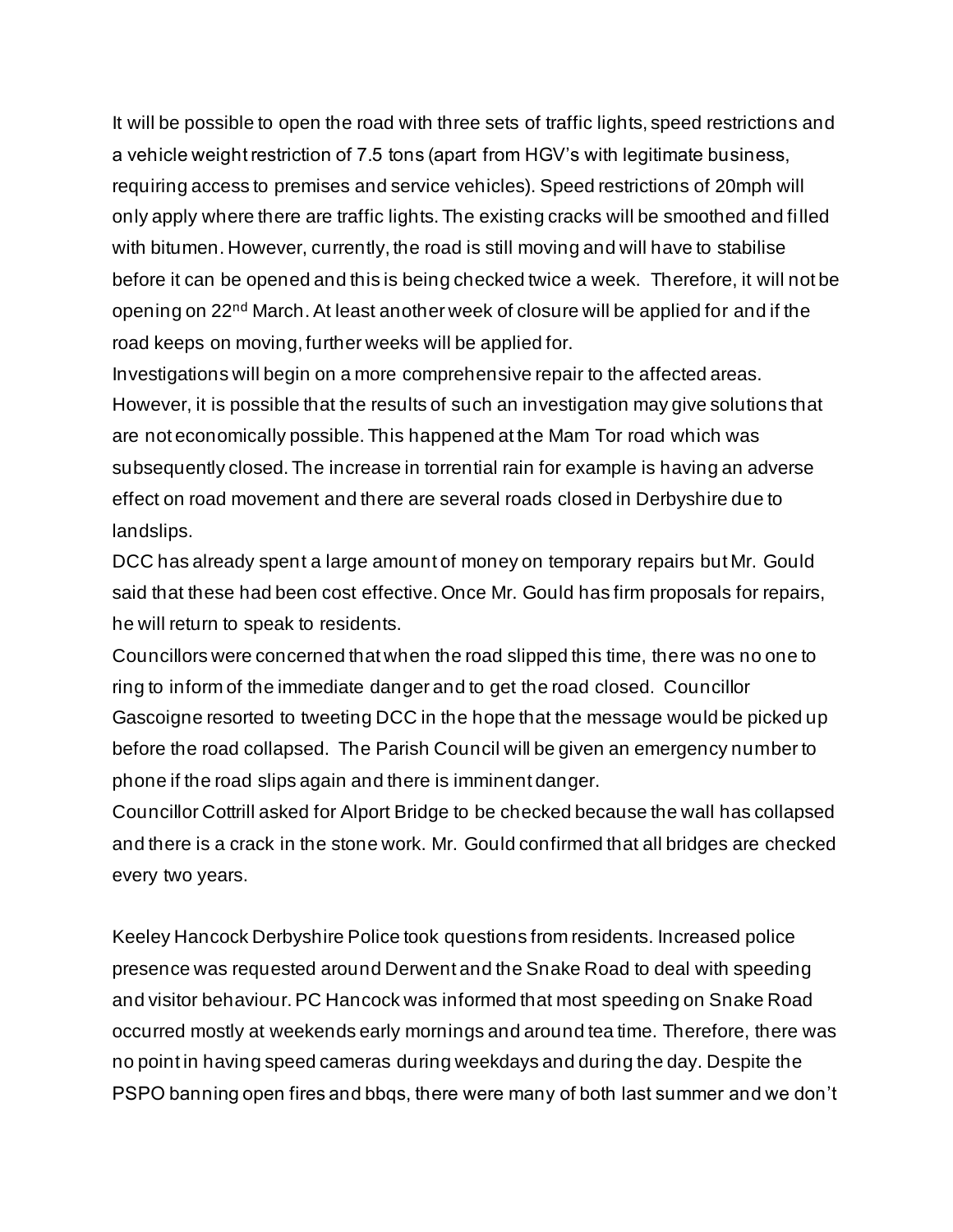It will be possible to open the road with three sets of traffic lights, speed restrictions and a vehicle weight restriction of 7.5 tons (apart from HGV's with legitimate business, requiring access to premises and service vehicles). Speed restrictions of 20mph will only apply where there are traffic lights. The existing cracks will be smoothed and filled with bitumen. However, currently, the road is still moving and will have to stabilise before it can be opened and this is being checked twice a week. Therefore, it will not be opening on 22nd March. At least another week of closure will be applied for and if the road keeps on moving, further weeks will be applied for.

Investigations will begin on a more comprehensive repair to the affected areas. However, it is possible that the results of such an investigation may give solutions that are not economically possible. This happened at the Mam Tor road which was subsequently closed. The increase in torrential rain for example is having an adverse effect on road movement and there are several roads closed in Derbyshire due to landslips.

DCC has already spent a large amount of money on temporary repairs but Mr. Gould said that these had been cost effective. Once Mr. Gould has firm proposals for repairs, he will return to speak to residents.

Councillors were concerned that when the road slipped this time, there was no one to ring to inform of the immediate danger and to get the road closed. Councillor Gascoigne resorted to tweeting DCC in the hope that the message would be picked up before the road collapsed. The Parish Council will be given an emergency number to phone if the road slips again and there is imminent danger.

Councillor Cottrill asked for Alport Bridge to be checked because the wall has collapsed and there is a crack in the stone work. Mr. Gould confirmed that all bridges are checked every two years.

Keeley Hancock Derbyshire Police took questions from residents. Increased police presence was requested around Derwent and the Snake Road to deal with speeding and visitor behaviour. PC Hancock was informed that most speeding on Snake Road occurred mostly at weekends early mornings and around tea time. Therefore, there was no point in having speed cameras during weekdays and during the day. Despite the PSPO banning open fires and bbqs, there were many of both last summer and we don't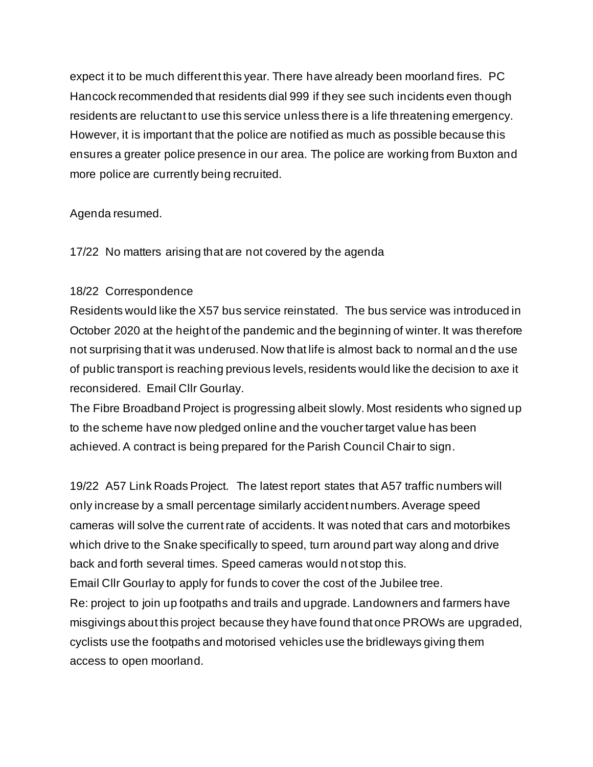expect it to be much different this year. There have already been moorland fires. PC Hancock recommended that residents dial 999 if they see such incidents even though residents are reluctant to use this service unless there is a life threatening emergency. However, it is important that the police are notified as much as possible because this ensures a greater police presence in our area. The police are working from Buxton and more police are currently being recruited.

Agenda resumed.

17/22 No matters arising that are not covered by the agenda

18/22 Correspondence

Residents would like the X57 bus service reinstated. The bus service was introduced in October 2020 at the height of the pandemic and the beginning of winter. It was therefore not surprising that it was underused. Now that life is almost back to normal and the use of public transport is reaching previous levels, residents would like the decision to axe it reconsidered. Email Cllr Gourlay.

The Fibre Broadband Project is progressing albeit slowly. Most residents who signed up to the scheme have now pledged online and the voucher target value has been achieved. A contract is being prepared for the Parish Council Chair to sign.

19/22 A57 Link Roads Project. The latest report states that A57 traffic numbers will only increase by a small percentage similarly accident numbers. Average speed cameras will solve the current rate of accidents. It was noted that cars and motorbikes which drive to the Snake specifically to speed, turn around part way along and drive back and forth several times. Speed cameras would not stop this.

Email Cllr Gourlay to apply for funds to cover the cost of the Jubilee tree.

Re: project to join up footpaths and trails and upgrade. Landowners and farmers have misgivings about this project because they have found that once PROWs are upgraded, cyclists use the footpaths and motorised vehicles use the bridleways giving them access to open moorland.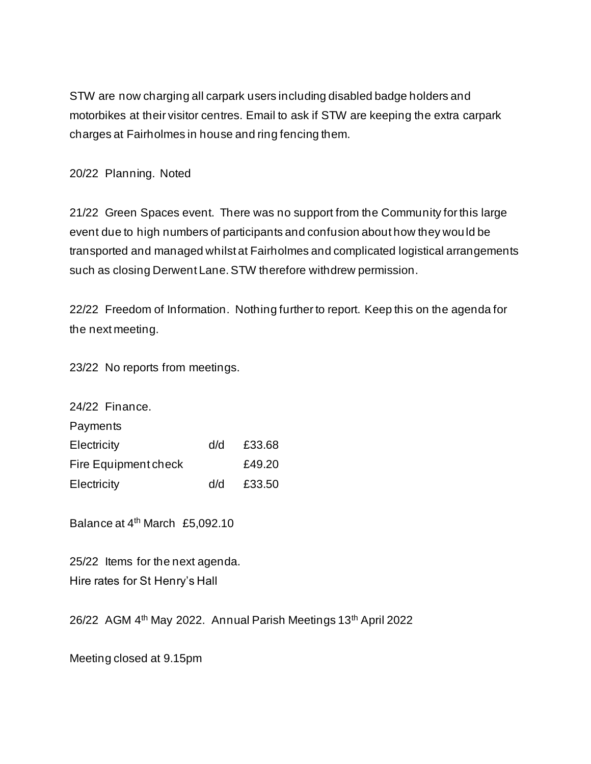STW are now charging all carpark users including disabled badge holders and motorbikes at their visitor centres. Email to ask if STW are keeping the extra carpark charges at Fairholmes in house and ring fencing them.

20/22 Planning. Noted

21/22 Green Spaces event. There was no support from the Community for this large event due to high numbers of participants and confusion about how they would be transported and managed whilst at Fairholmes and complicated logistical arrangements such as closing Derwent Lane. STW therefore withdrew permission.

22/22 Freedom of Information. Nothing further to report. Keep this on the agenda for the next meeting.

23/22 No reports from meetings.

24/22 Finance.

Payments

| | | |
|---|---|---|
| Electricity | d/d | £33.68 |
| Fire Equipment check | | £49.20 |
| Electricity | d/d | £33.50 |

Balance at 4th March £5,092.10

25/22 Items for the next agenda.
Hire rates for St Henry's Hall

26/22 AGM 4th May 2022. Annual Parish Meetings 13th April 2022

Meeting closed at 9.15pm